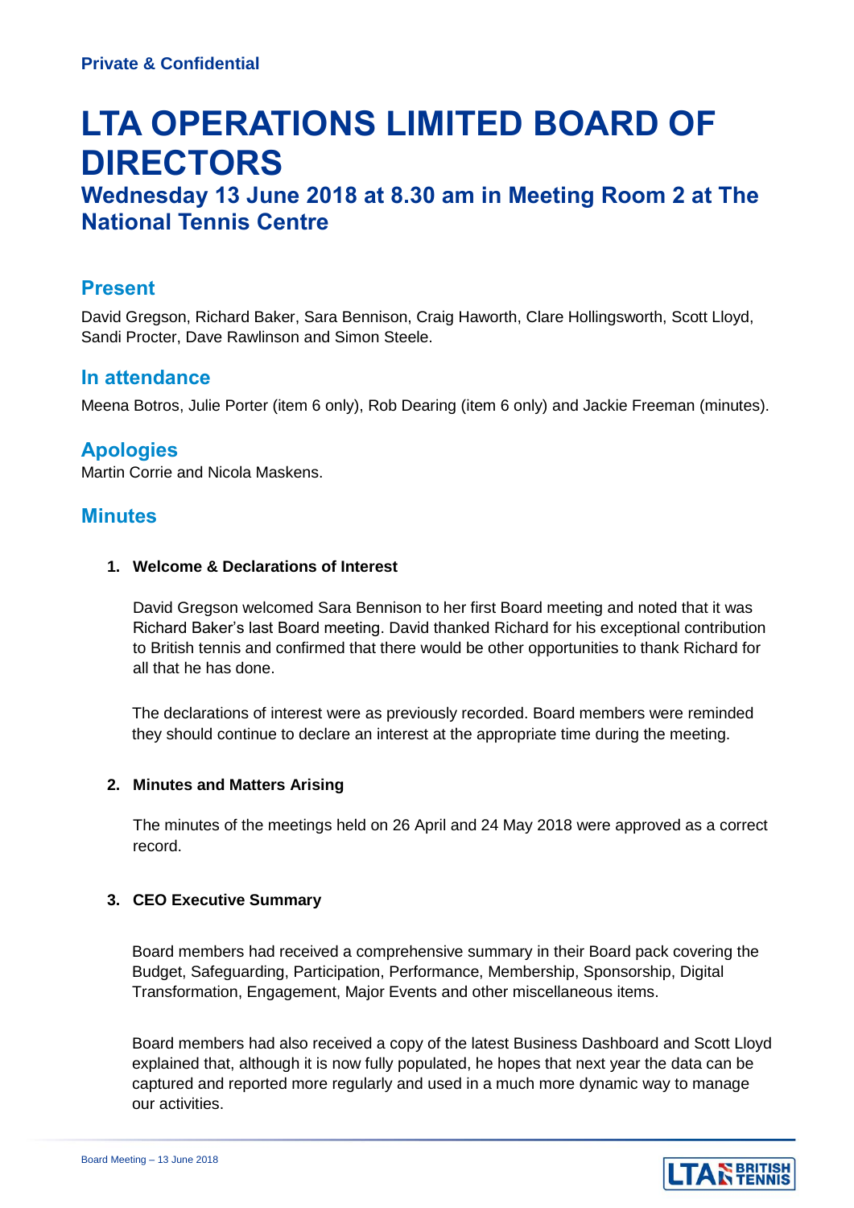**Private & Confidential**

# LTA OPERATIONS LIMITED BOARD OF DIRECTORS

## Wednesday 13 June 2018 at 8.30 am in Meeting Room 2 at The National Tennis Centre

## Present

David Gregson, Richard Baker, Sara Bennison, Craig Haworth, Clare Hollingsworth, Scott Lloyd, Sandi Procter, Dave Rawlinson and Simon Steele.

## In attendance

Meena Botros, Julie Porter (item 6 only), Rob Dearing (item 6 only) and Jackie Freeman (minutes).

## Apologies

Martin Corrie and Nicola Maskens.

## Minutes

1. **Welcome & Declarations of Interest**

   David Gregson welcomed Sara Bennison to her first Board meeting and noted that it was Richard Baker's last Board meeting. David thanked Richard for his exceptional contribution to British tennis and confirmed that there would be other opportunities to thank Richard for all that he has done.

   The declarations of interest were as previously recorded. Board members were reminded they should continue to declare an interest at the appropriate time during the meeting.

2. **Minutes and Matters Arising**

   The minutes of the meetings held on 26 April and 24 May 2018 were approved as a correct record.

3. **CEO Executive Summary**

   Board members had received a comprehensive summary in their Board pack covering the Budget, Safeguarding, Participation, Performance, Membership, Sponsorship, Digital Transformation, Engagement, Major Events and other miscellaneous items.

   Board members had also received a copy of the latest Business Dashboard and Scott Lloyd explained that, although it is now fully populated, he hopes that next year the data can be captured and reported more regularly and used in a much more dynamic way to manage our activities.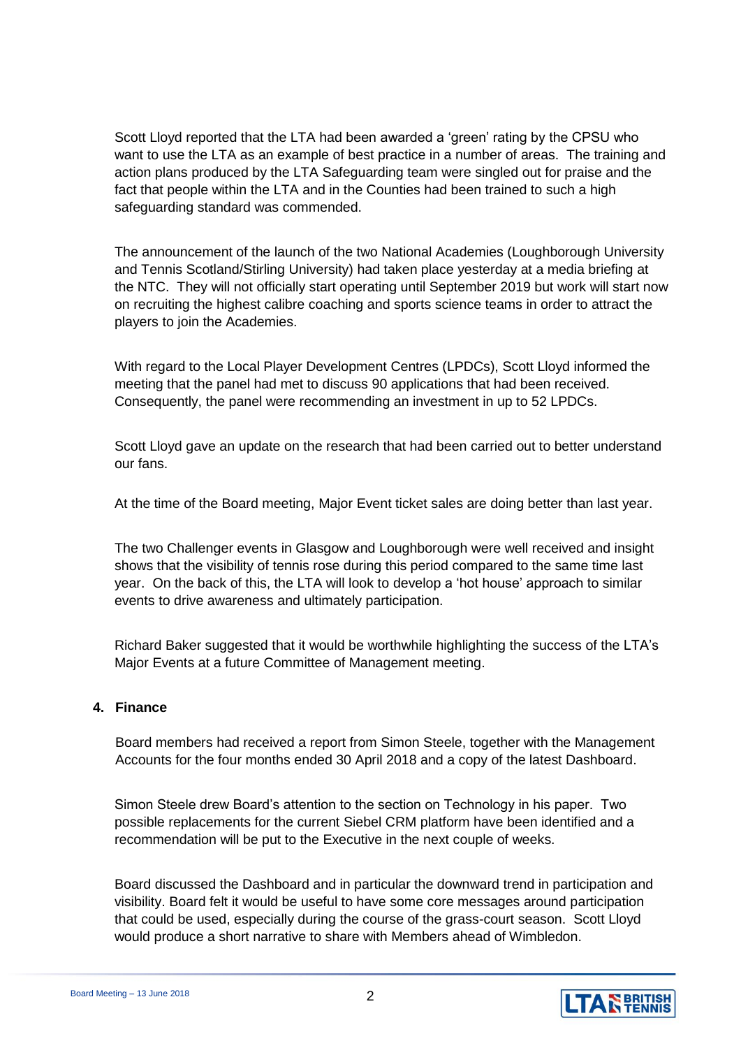Scott Lloyd reported that the LTA had been awarded a 'green' rating by the CPSU who want to use the LTA as an example of best practice in a number of areas. The training and action plans produced by the LTA Safeguarding team were singled out for praise and the fact that people within the LTA and in the Counties had been trained to such a high safeguarding standard was commended.

The announcement of the launch of the two National Academies (Loughborough University and Tennis Scotland/Stirling University) had taken place yesterday at a media briefing at the NTC. They will not officially start operating until September 2019 but work will start now on recruiting the highest calibre coaching and sports science teams in order to attract the players to join the Academies.

With regard to the Local Player Development Centres (LPDCs), Scott Lloyd informed the meeting that the panel had met to discuss 90 applications that had been received. Consequently, the panel were recommending an investment in up to 52 LPDCs.

Scott Lloyd gave an update on the research that had been carried out to better understand our fans.

At the time of the Board meeting, Major Event ticket sales are doing better than last year.

The two Challenger events in Glasgow and Loughborough were well received and insight shows that the visibility of tennis rose during this period compared to the same time last year. On the back of this, the LTA will look to develop a 'hot house' approach to similar events to drive awareness and ultimately participation.

Richard Baker suggested that it would be worthwhile highlighting the success of the LTA's Major Events at a future Committee of Management meeting.

**4. Finance**

Board members had received a report from Simon Steele, together with the Management Accounts for the four months ended 30 April 2018 and a copy of the latest Dashboard.

Simon Steele drew Board's attention to the section on Technology in his paper. Two possible replacements for the current Siebel CRM platform have been identified and a recommendation will be put to the Executive in the next couple of weeks.

Board discussed the Dashboard and in particular the downward trend in participation and visibility. Board felt it would be useful to have some core messages around participation that could be used, especially during the course of the grass-court season. Scott Lloyd would produce a short narrative to share with Members ahead of Wimbledon.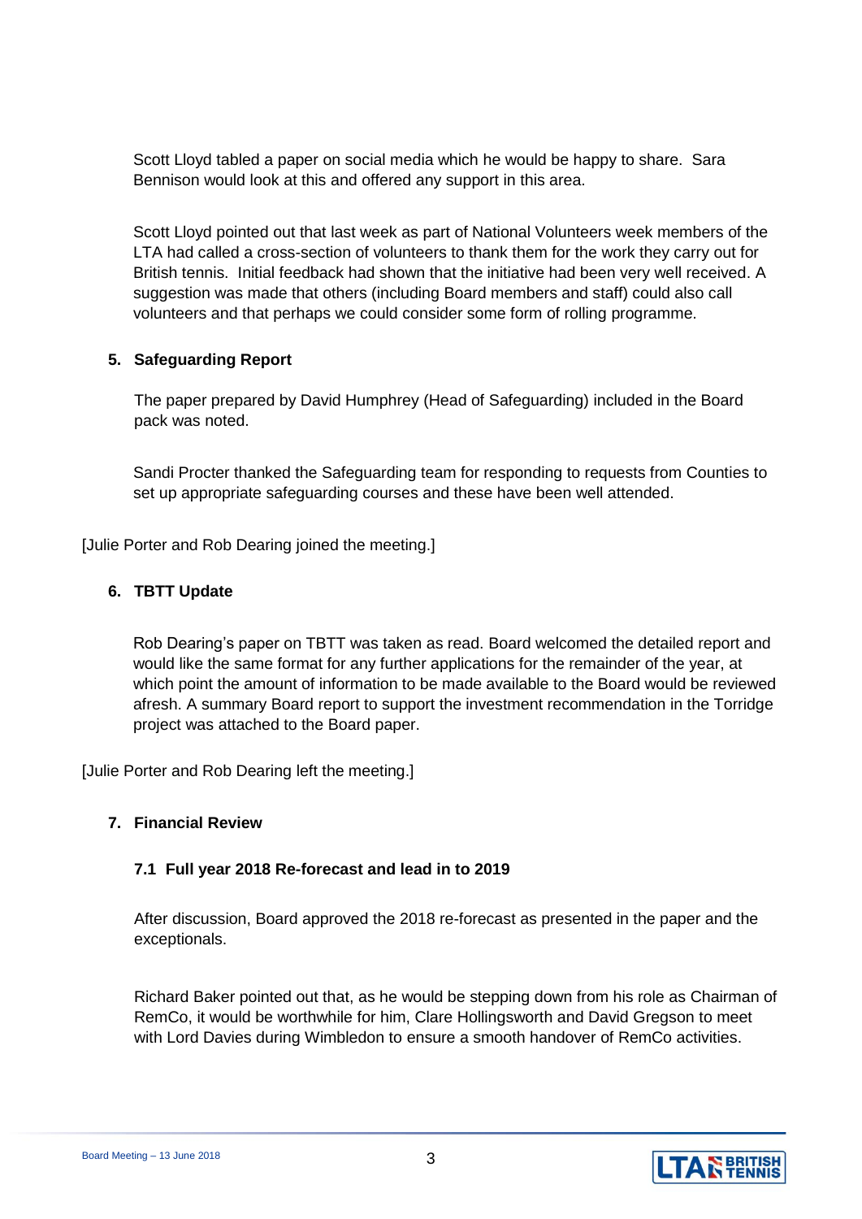Scott Lloyd tabled a paper on social media which he would be happy to share. Sara Bennison would look at this and offered any support in this area.

Scott Lloyd pointed out that last week as part of National Volunteers week members of the LTA had called a cross-section of volunteers to thank them for the work they carry out for British tennis. Initial feedback had shown that the initiative had been very well received. A suggestion was made that others (including Board members and staff) could also call volunteers and that perhaps we could consider some form of rolling programme.

## 5. Safeguarding Report

The paper prepared by David Humphrey (Head of Safeguarding) included in the Board pack was noted.

Sandi Procter thanked the Safeguarding team for responding to requests from Counties to set up appropriate safeguarding courses and these have been well attended.

[Julie Porter and Rob Dearing joined the meeting.]

## 6. TBTT Update

Rob Dearing's paper on TBTT was taken as read. Board welcomed the detailed report and would like the same format for any further applications for the remainder of the year, at which point the amount of information to be made available to the Board would be reviewed afresh. A summary Board report to support the investment recommendation in the Torridge project was attached to the Board paper.

[Julie Porter and Rob Dearing left the meeting.]

## 7. Financial Review

### 7.1 Full year 2018 Re-forecast and lead in to 2019

After discussion, Board approved the 2018 re-forecast as presented in the paper and the exceptionals.

Richard Baker pointed out that, as he would be stepping down from his role as Chairman of RemCo, it would be worthwhile for him, Clare Hollingsworth and David Gregson to meet with Lord Davies during Wimbledon to ensure a smooth handover of RemCo activities.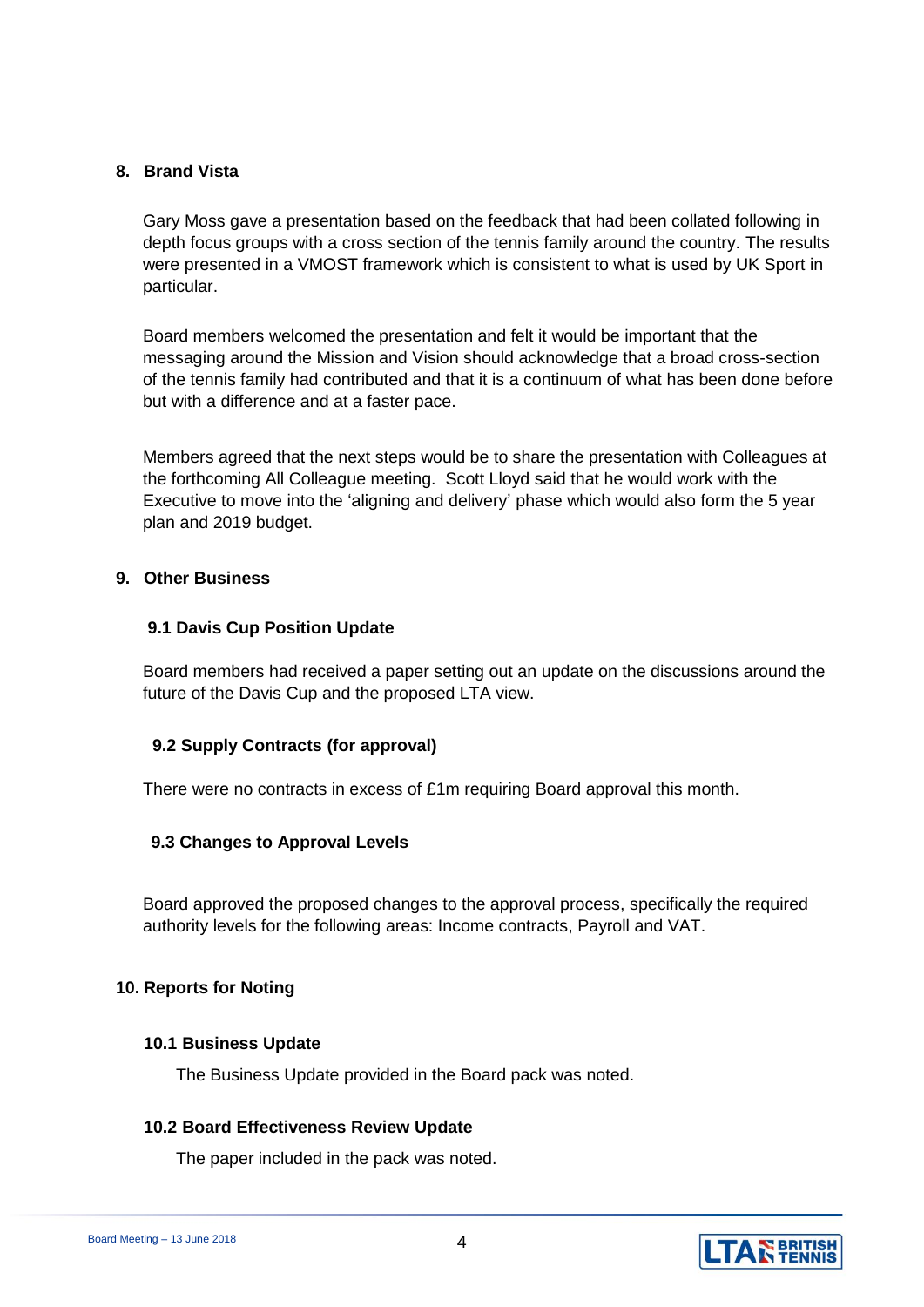## 8. Brand Vista

Gary Moss gave a presentation based on the feedback that had been collated following in depth focus groups with a cross section of the tennis family around the country. The results were presented in a VMOST framework which is consistent to what is used by UK Sport in particular.

Board members welcomed the presentation and felt it would be important that the messaging around the Mission and Vision should acknowledge that a broad cross-section of the tennis family had contributed and that it is a continuum of what has been done before but with a difference and at a faster pace.

Members agreed that the next steps would be to share the presentation with Colleagues at the forthcoming All Colleague meeting. Scott Lloyd said that he would work with the Executive to move into the 'aligning and delivery' phase which would also form the 5 year plan and 2019 budget.

## 9. Other Business

### 9.1 Davis Cup Position Update

Board members had received a paper setting out an update on the discussions around the future of the Davis Cup and the proposed LTA view.

### 9.2 Supply Contracts (for approval)

There were no contracts in excess of £1m requiring Board approval this month.

### 9.3 Changes to Approval Levels

Board approved the proposed changes to the approval process, specifically the required authority levels for the following areas: Income contracts, Payroll and VAT.

## 10. Reports for Noting

### 10.1 Business Update

The Business Update provided in the Board pack was noted.

### 10.2 Board Effectiveness Review Update

The paper included in the pack was noted.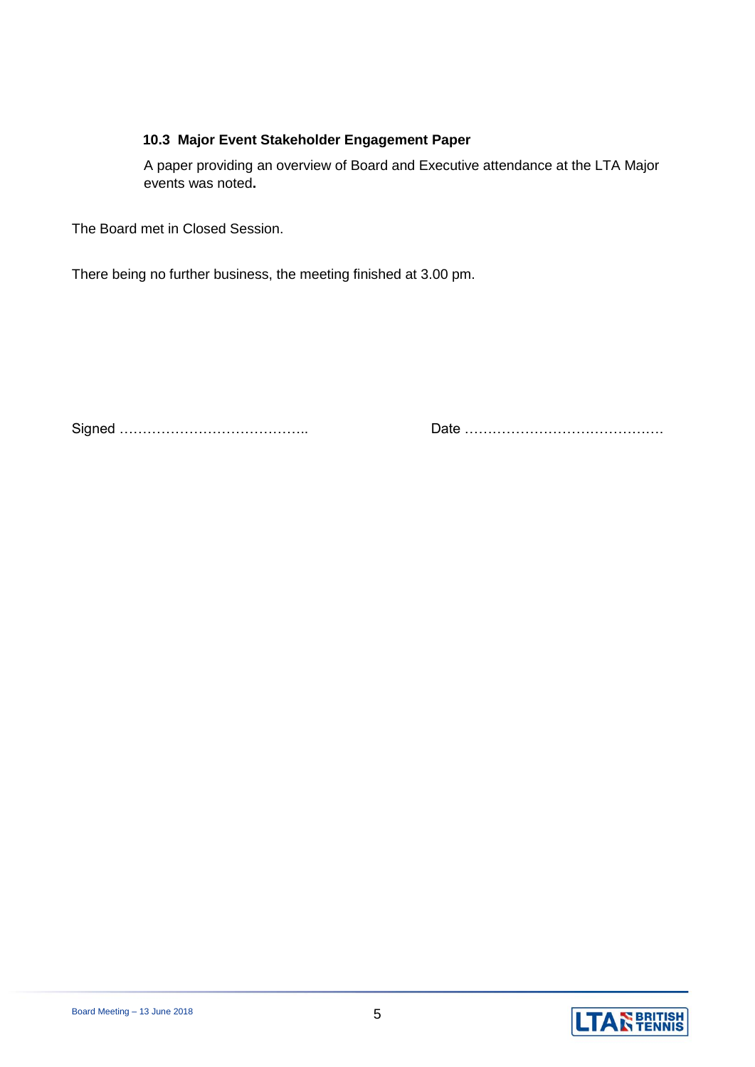### 10.3 Major Event Stakeholder Engagement Paper

A paper providing an overview of Board and Executive attendance at the LTA Major events was noted**.**

The Board met in Closed Session.

There being no further business, the meeting finished at 3.00 pm.

Signed …………………………………..                    Date ……………………………………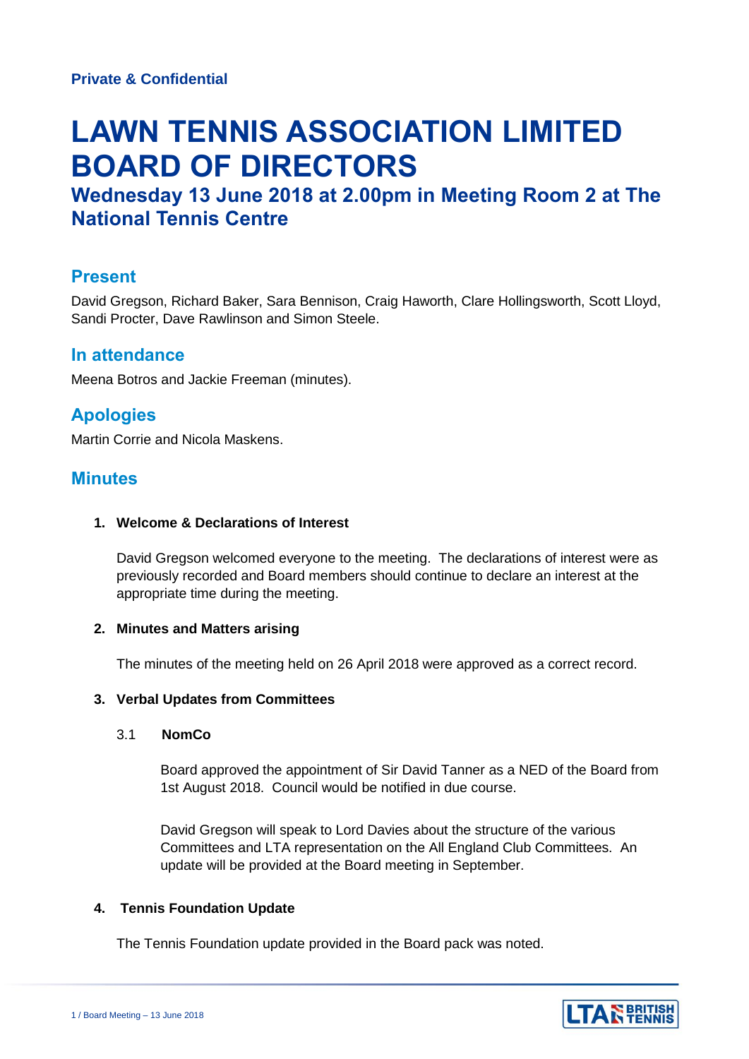**Private & Confidential**

# LAWN TENNIS ASSOCIATION LIMITED BOARD OF DIRECTORS

## Wednesday 13 June 2018 at 2.00pm in Meeting Room 2 at The National Tennis Centre

## Present

David Gregson, Richard Baker, Sara Bennison, Craig Haworth, Clare Hollingsworth, Scott Lloyd, Sandi Procter, Dave Rawlinson and Simon Steele.

## In attendance

Meena Botros and Jackie Freeman (minutes).

## Apologies

Martin Corrie and Nicola Maskens.

## Minutes

**1. Welcome & Declarations of Interest**

David Gregson welcomed everyone to the meeting. The declarations of interest were as previously recorded and Board members should continue to declare an interest at the appropriate time during the meeting.

**2. Minutes and Matters arising**

The minutes of the meeting held on 26 April 2018 were approved as a correct record.

**3. Verbal Updates from Committees**

3.1 **NomCo**

Board approved the appointment of Sir David Tanner as a NED of the Board from 1st August 2018. Council would be notified in due course.

David Gregson will speak to Lord Davies about the structure of the various Committees and LTA representation on the All England Club Committees. An update will be provided at the Board meeting in September.

**4. Tennis Foundation Update**

The Tennis Foundation update provided in the Board pack was noted.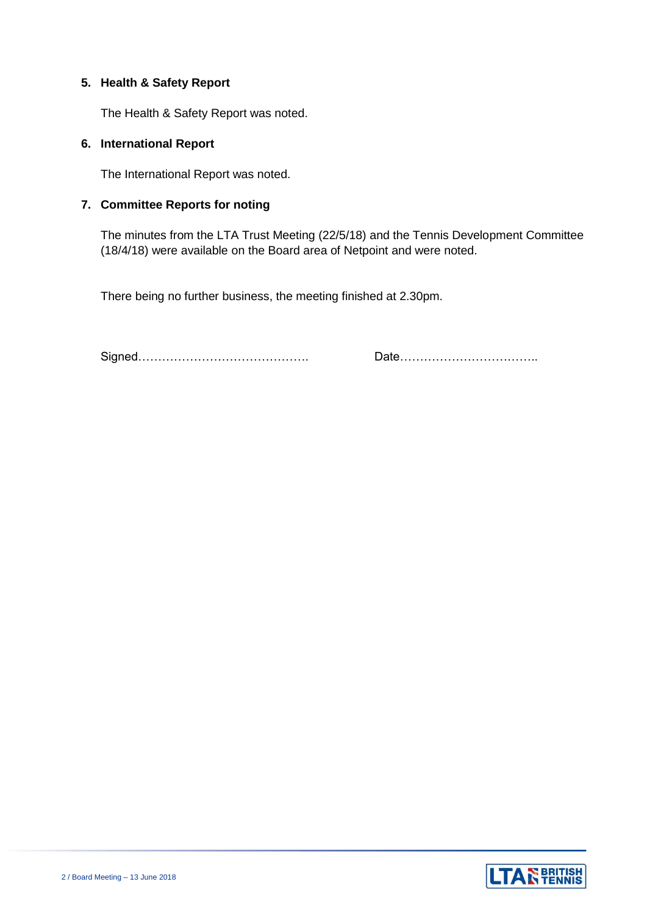**5. Health & Safety Report**

The Health & Safety Report was noted.

**6. International Report**

The International Report was noted.

**7. Committee Reports for noting**

The minutes from the LTA Trust Meeting (22/5/18) and the Tennis Development Committee (18/4/18) were available on the Board area of Netpoint and were noted.

There being no further business, the meeting finished at 2.30pm.

Signed……………………………………. Date……………………………..